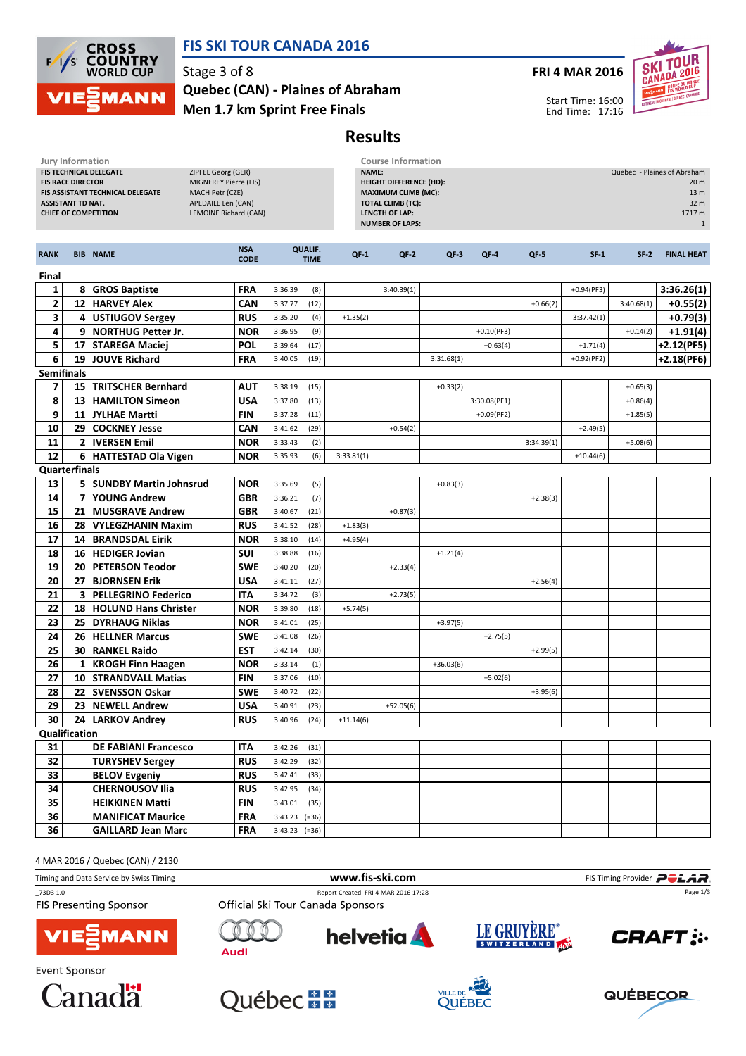# FIS SKI TOUR CANADA 2016

Stage 3 of 8
**Quebec (CAN) - Plaines of Abraham**
**Men 1.7 km Sprint Free Finals**

**FRI 4 MAR 2016**

Start Time: 16:00
End Time: 17:16

## Results

**Jury Information**

| | |
|---|---|
| FIS TECHNICAL DELEGATE | ZIPFEL Georg (GER) |
| FIS RACE DIRECTOR | MIGNEREY Pierre (FIS) |
| FIS ASSISTANT TECHNICAL DELEGATE | MACH Petr (CZE) |
| ASSISTANT TD NAT. | APEDAILE Len (CAN) |
| CHIEF OF COMPETITION | LEMOINE Richard (CAN) |

**Course Information**

| | |
|---|---|
| NAME: | Quebec - Plaines of Abraham |
| HEIGHT DIFFERENCE (HD): | 20 m |
| MAXIMUM CLIMB (MC): | 13 m |
| TOTAL CLIMB (TC): | 32 m |
| LENGTH OF LAP: | 1717 m |
| NUMBER OF LAPS: | 1 |

| RANK | BIB | NAME | NSA CODE | QUALIF. TIME | | QF-1 | QF-2 | QF-3 | QF-4 | QF-5 | SF-1 | SF-2 | FINAL HEAT |
|---|---|---|---|---|---|---|---|---|---|---|---|---|---|
| **Final** | | | | | | | | | | | | | |
| 1 | 8 | GROS Baptiste | FRA | 3:36.39 | (8) | | 3:40.39(1) | | | | +0.94(PF3) | | 3:36.26(1) |
| 2 | 12 | HARVEY Alex | CAN | 3:37.77 | (12) | | | | | +0.66(2) | | 3:40.68(1) | +0.55(2) |
| 3 | 4 | USTIUGOV Sergey | RUS | 3:35.20 | (4) | +1.35(2) | | | | | 3:37.42(1) | | +0.79(3) |
| 4 | 9 | NORTHUG Petter Jr. | NOR | 3:36.95 | (9) | | | | +0.10(PF3) | | | +0.14(2) | +1.91(4) |
| 5 | 17 | STAREGA Maciej | POL | 3:39.64 | (17) | | | | +0.63(4) | | +1.71(4) | | +2.12(PF5) |
| 6 | 19 | JOUVE Richard | FRA | 3:40.05 | (19) | | | 3:31.68(1) | | | +0.92(PF2) | | +2.18(PF6) |
| **Semifinals** | | | | | | | | | | | | | |
| 7 | 15 | TRITSCHER Bernhard | AUT | 3:38.19 | (15) | | | +0.33(2) | | | | +0.65(3) | |
| 8 | 13 | HAMILTON Simeon | USA | 3:37.80 | (13) | | | | 3:30.08(PF1) | | | +0.86(4) | |
| 9 | 11 | JYLHAE Martti | FIN | 3:37.28 | (11) | | | | +0.09(PF2) | | | +1.85(5) | |
| 10 | 29 | COCKNEY Jesse | CAN | 3:41.62 | (29) | | +0.54(2) | | | | +2.49(5) | | |
| 11 | 2 | IVERSEN Emil | NOR | 3:33.43 | (2) | | | | | 3:34.39(1) | | +5.08(6) | |
| 12 | 6 | HATTESTAD Ola Vigen | NOR | 3:35.93 | (6) | 3:33.81(1) | | | | | +10.44(6) | | |
| **Quarterfinals** | | | | | | | | | | | | | |
| 13 | 5 | SUNDBY Martin Johnsrud | NOR | 3:35.69 | (5) | | | +0.83(3) | | | | | |
| 14 | 7 | YOUNG Andrew | GBR | 3:36.21 | (7) | | | | | +2.38(3) | | | |
| 15 | 21 | MUSGRAVE Andrew | GBR | 3:40.67 | (21) | | +0.87(3) | | | | | | |
| 16 | 28 | VYLEGZHANIN Maxim | RUS | 3:41.52 | (28) | +1.83(3) | | | | | | | |
| 17 | 14 | BRANDSDAL Eirik | NOR | 3:38.10 | (14) | +4.95(4) | | | | | | | |
| 18 | 16 | HEDIGER Jovian | SUI | 3:38.88 | (16) | | | +1.21(4) | | | | | |
| 19 | 20 | PETERSON Teodor | SWE | 3:40.20 | (20) | | +2.33(4) | | | | | | |
| 20 | 27 | BJORNSEN Erik | USA | 3:41.11 | (27) | | | | | +2.56(4) | | | |
| 21 | 3 | PELLEGRINO Federico | ITA | 3:34.72 | (3) | | +2.73(5) | | | | | | |
| 22 | 18 | HOLUND Hans Christer | NOR | 3:39.80 | (18) | +5.74(5) | | | | | | | |
| 23 | 25 | DYRHAUG Niklas | NOR | 3:41.01 | (25) | | | +3.97(5) | | | | | |
| 24 | 26 | HELLNER Marcus | SWE | 3:41.08 | (26) | | | | +2.75(5) | | | | |
| 25 | 30 | RANKEL Raido | EST | 3:42.14 | (30) | | | | | +2.99(5) | | | |
| 26 | 1 | KROGH Finn Haagen | NOR | 3:33.14 | (1) | | | +36.03(6) | | | | | |
| 27 | 10 | STRANDVALL Matias | FIN | 3:37.06 | (10) | | | | +5.02(6) | | | | |
| 28 | 22 | SVENSSON Oskar | SWE | 3:40.72 | (22) | | | | | +3.95(6) | | | |
| 29 | 23 | NEWELL Andrew | USA | 3:40.91 | (23) | | +52.05(6) | | | | | | |
| 30 | 24 | LARKOV Andrey | RUS | 3:40.96 | (24) | +11.14(6) | | | | | | | |
| **Qualification** | | | | | | | | | | | | | |
| 31 | | DE FABIANI Francesco | ITA | 3:42.26 | (31) | | | | | | | | |
| 32 | | TURYSHEV Sergey | RUS | 3:42.29 | (32) | | | | | | | | |
| 33 | | BELOV Evgeniy | RUS | 3:42.41 | (33) | | | | | | | | |
| 34 | | CHERNOUSOV Ilia | RUS | 3:42.95 | (34) | | | | | | | | |
| 35 | | HEIKKINEN Matti | FIN | 3:43.01 | (35) | | | | | | | | |
| 36 | | MANIFICAT Maurice | FRA | 3:43.23 | (=36) | | | | | | | | |
| 36 | | GAILLARD Jean Marc | FRA | 3:43.23 | (=36) | | | | | | | | |

4 MAR 2016 / Quebec (CAN) / 2130

Timing and Data Service by Swiss Timing — www.fis-ski.com — FIS Timing Provider POLAR

_73D3 1.0 — Report Created FRI 4 MAR 2016 17:28

FIS Presenting Sponsor — Official Ski Tour Canada Sponsors — Event Sponsor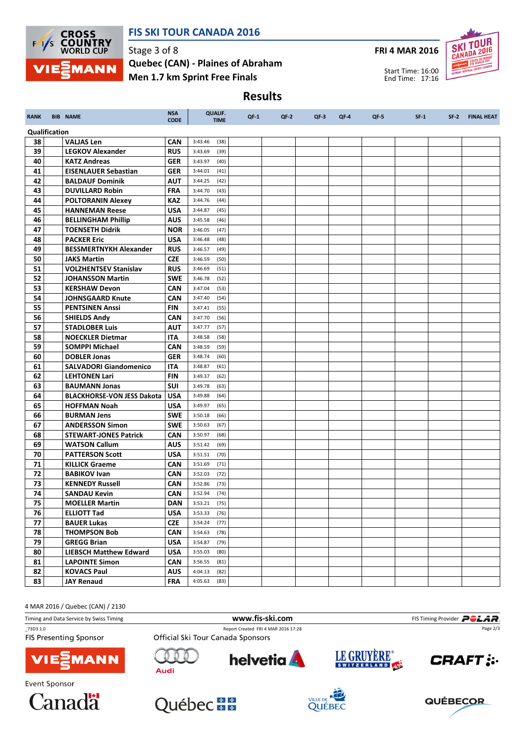# FIS SKI TOUR CANADA 2016

Stage 3 of 8
Quebec (CAN) - Plaines of Abraham
Men 1.7 km Sprint Free Finals

FRI 4 MAR 2016

Start Time: 16:00
End Time: 17:16

## Results

| RANK | BIB | NAME | NSA CODE | QUALIF. TIME | QF-1 | QF-2 | QF-3 | QF-4 | QF-5 | SF-1 | SF-2 | FINAL HEAT |
|---|---|---|---|---|---|---|---|---|---|---|---|---|
| **Qualification** | | | | | | | | | | | | |
| 38 | | VALJAS Len | CAN | 3:43.46 (38) | | | | | | | | |
| 39 | | LEGKOV Alexander | RUS | 3:43.69 (39) | | | | | | | | |
| 40 | | KATZ Andreas | GER | 3:43.97 (40) | | | | | | | | |
| 41 | | EISENLAUER Sebastian | GER | 3:44.01 (41) | | | | | | | | |
| 42 | | BALDAUF Dominik | AUT | 3:44.25 (42) | | | | | | | | |
| 43 | | DUVILLARD Robin | FRA | 3:44.70 (43) | | | | | | | | |
| 44 | | POLTORANIN Alexey | KAZ | 3:44.76 (44) | | | | | | | | |
| 45 | | HANNEMAN Reese | USA | 3:44.87 (45) | | | | | | | | |
| 46 | | BELLINGHAM Phillip | AUS | 3:45.58 (46) | | | | | | | | |
| 47 | | TOENSETH Didrik | NOR | 3:46.05 (47) | | | | | | | | |
| 48 | | PACKER Eric | USA | 3:46.48 (48) | | | | | | | | |
| 49 | | BESSMERTNYKH Alexander | RUS | 3:46.57 (49) | | | | | | | | |
| 50 | | JAKS Martin | CZE | 3:46.59 (50) | | | | | | | | |
| 51 | | VOLZHENTSEV Stanislav | RUS | 3:46.69 (51) | | | | | | | | |
| 52 | | JOHANSSON Martin | SWE | 3:46.78 (52) | | | | | | | | |
| 53 | | KERSHAW Devon | CAN | 3:47.04 (53) | | | | | | | | |
| 54 | | JOHNSGAARD Knute | CAN | 3:47.40 (54) | | | | | | | | |
| 55 | | PENTSINEN Anssi | FIN | 3:47.41 (55) | | | | | | | | |
| 56 | | SHIELDS Andy | CAN | 3:47.70 (56) | | | | | | | | |
| 57 | | STADLOBER Luis | AUT | 3:47.77 (57) | | | | | | | | |
| 58 | | NOECKLER Dietmar | ITA | 3:48.58 (58) | | | | | | | | |
| 59 | | SOMPPI Michael | CAN | 3:48.59 (59) | | | | | | | | |
| 60 | | DOBLER Jonas | GER | 3:48.74 (60) | | | | | | | | |
| 61 | | SALVADORI Giandomenico | ITA | 3:48.87 (61) | | | | | | | | |
| 62 | | LEHTONEN Lari | FIN | 3:49.37 (62) | | | | | | | | |
| 63 | | BAUMANN Jonas | SUI | 3:49.78 (63) | | | | | | | | |
| 64 | | BLACKHORSE-VON JESS Dakota | USA | 3:49.88 (64) | | | | | | | | |
| 65 | | HOFFMAN Noah | USA | 3:49.97 (65) | | | | | | | | |
| 66 | | BURMAN Jens | SWE | 3:50.18 (66) | | | | | | | | |
| 67 | | ANDERSSON Simon | SWE | 3:50.63 (67) | | | | | | | | |
| 68 | | STEWART-JONES Patrick | CAN | 3:50.97 (68) | | | | | | | | |
| 69 | | WATSON Callum | AUS | 3:51.42 (69) | | | | | | | | |
| 70 | | PATTERSON Scott | USA | 3:51.51 (70) | | | | | | | | |
| 71 | | KILLICK Graeme | CAN | 3:51.69 (71) | | | | | | | | |
| 72 | | BABIKOV Ivan | CAN | 3:52.03 (72) | | | | | | | | |
| 73 | | KENNEDY Russell | CAN | 3:52.86 (73) | | | | | | | | |
| 74 | | SANDAU Kevin | CAN | 3:52.94 (74) | | | | | | | | |
| 75 | | MOELLER Martin | DAN | 3:53.21 (75) | | | | | | | | |
| 76 | | ELLIOTT Tad | USA | 3:53.33 (76) | | | | | | | | |
| 77 | | BAUER Lukas | CZE | 3:54.24 (77) | | | | | | | | |
| 78 | | THOMPSON Bob | CAN | 3:54.63 (78) | | | | | | | | |
| 79 | | GREGG Brian | USA | 3:54.87 (79) | | | | | | | | |
| 80 | | LIEBSCH Matthew Edward | USA | 3:55.03 (80) | | | | | | | | |
| 81 | | LAPOINTE Simon | CAN | 3:56.55 (81) | | | | | | | | |
| 82 | | KOVACS Paul | AUS | 4:04.13 (82) | | | | | | | | |
| 83 | | JAY Renaud | FRA | 4:05.63 (83) | | | | | | | | |

4 MAR 2016 / Quebec (CAN) / 2130

Timing and Data Service by Swiss Timing — www.fis-ski.com — FIS Timing Provider POLAR

_73D3 1.0 — Report Created FRI 4 MAR 2016 17:28

FIS Presenting Sponsor — Official Ski Tour Canada Sponsors

Event Sponsor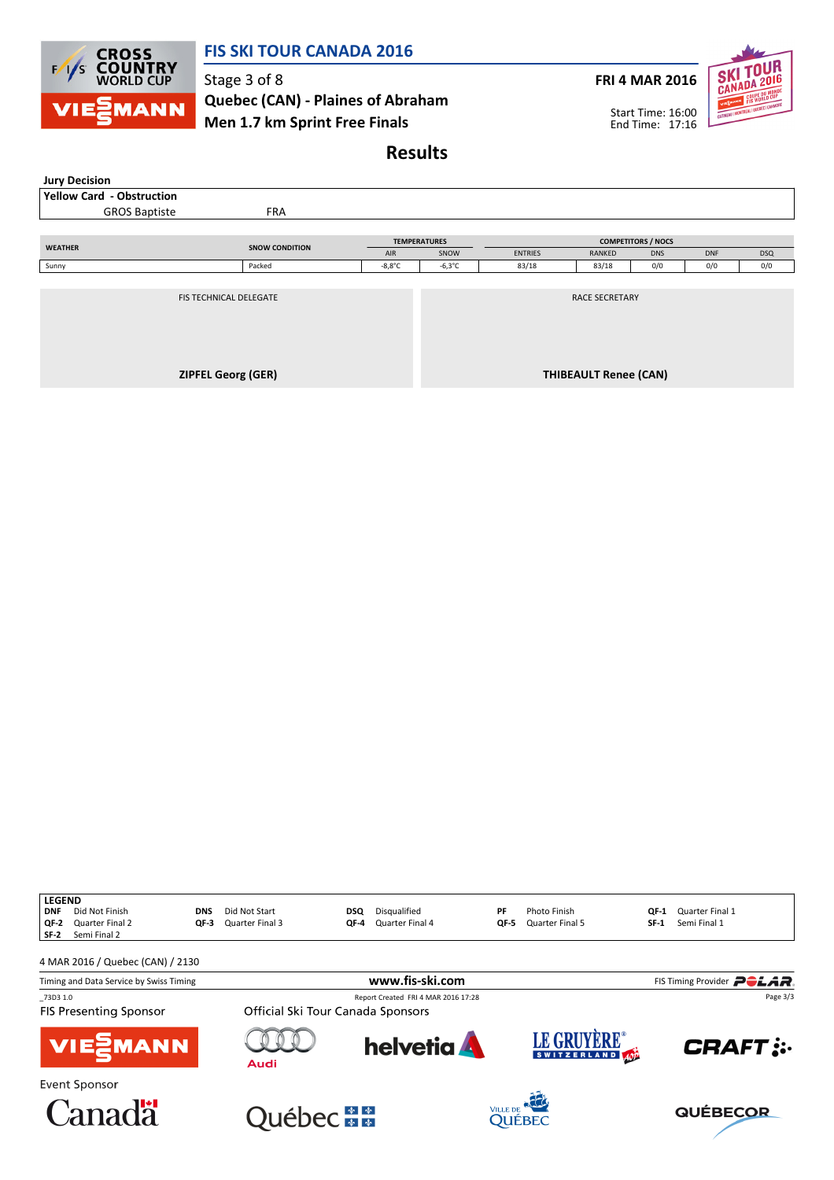# FIS SKI TOUR CANADA 2016

Stage 3 of 8

**Quebec (CAN) - Plaines of Abraham**

**Men 1.7 km Sprint Free Finals**

**FRI 4 MAR 2016**

Start Time: 16:00
End Time: 17:16

## Results

**Jury Decision**

| | |
|---|---|
| **Yellow Card - Obstruction** | |
| GROS Baptiste | FRA |

| WEATHER | SNOW CONDITION | TEMPERATURES | | COMPETITORS / NOCS | | | | |
|---|---|---|---|---|---|---|---|---|
| | | AIR | SNOW | ENTRIES | RANKED | DNS | DNF | DSQ |
| Sunny | Packed | -8,8°C | -6,3°C | 83/18 | 83/18 | 0/0 | 0/0 | 0/0 |

| FIS TECHNICAL DELEGATE | RACE SECRETARY |
|---|---|
| **ZIPFEL Georg (GER)** | **THIBEAULT Renee (CAN)** |

**LEGEND**

| | | | | | | | | | |
|---|---|---|---|---|---|---|---|---|---|
| **DNF** | Did Not Finish | **DNS** | Did Not Start | **DSQ** | Disqualified | **PF** | Photo Finish | **QF-1** | Quarter Final 1 |
| **QF-2** | Quarter Final 2 | **QF-3** | Quarter Final 3 | **QF-4** | Quarter Final 4 | **QF-5** | Quarter Final 5 | **SF-1** | Semi Final 1 |
| **SF-2** | Semi Final 2 | | | | | | | | |

4 MAR 2016 / Quebec (CAN) / 2130

Timing and Data Service by Swiss Timing — www.fis-ski.com — FIS Timing Provider POLAR

_73D3 1.0 — Report Created FRI 4 MAR 2016 17:28

FIS Presenting Sponsor: VIESSMANN

Official Ski Tour Canada Sponsors: Audi, helvetia, LE GRUYÈRE SWITZERLAND AOP, CRAFT

Event Sponsor: Canada, Québec, Ville de Québec, QUÉBECOR